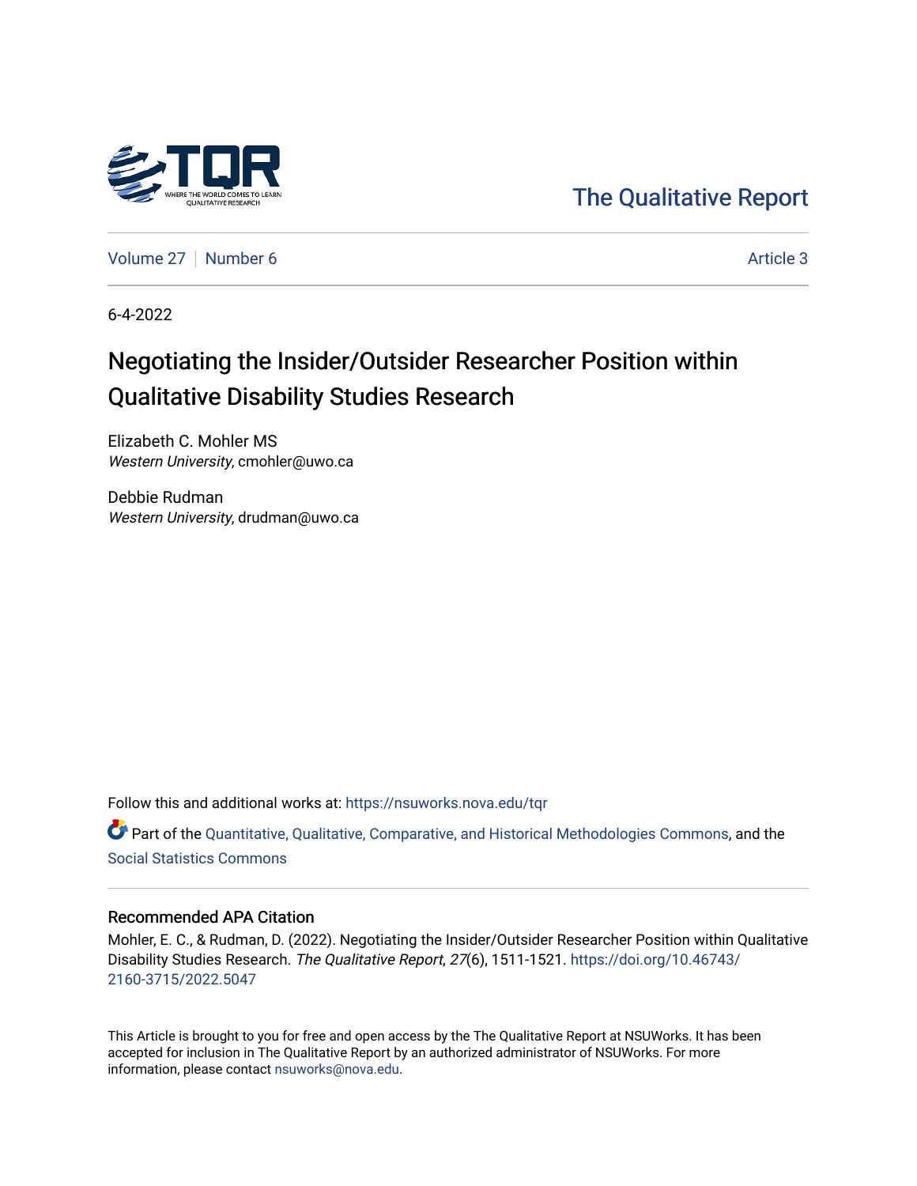The Qualitative Report

Volume 27 | Number 6 | Article 3

6-4-2022

# Negotiating the Insider/Outsider Researcher Position within Qualitative Disability Studies Research

Elizabeth C. Mohler MS
*Western University*, cmohler@uwo.ca

Debbie Rudman
*Western University*, drudman@uwo.ca

Follow this and additional works at: https://nsuworks.nova.edu/tqr

Part of the Quantitative, Qualitative, Comparative, and Historical Methodologies Commons, and the Social Statistics Commons

## Recommended APA Citation

Mohler, E. C., & Rudman, D. (2022). Negotiating the Insider/Outsider Researcher Position within Qualitative Disability Studies Research. *The Qualitative Report*, *27*(6), 1511-1521. https://doi.org/10.46743/2160-3715/2022.5047

This Article is brought to you for free and open access by the The Qualitative Report at NSUWorks. It has been accepted for inclusion in The Qualitative Report by an authorized administrator of NSUWorks. For more information, please contact nsuworks@nova.edu.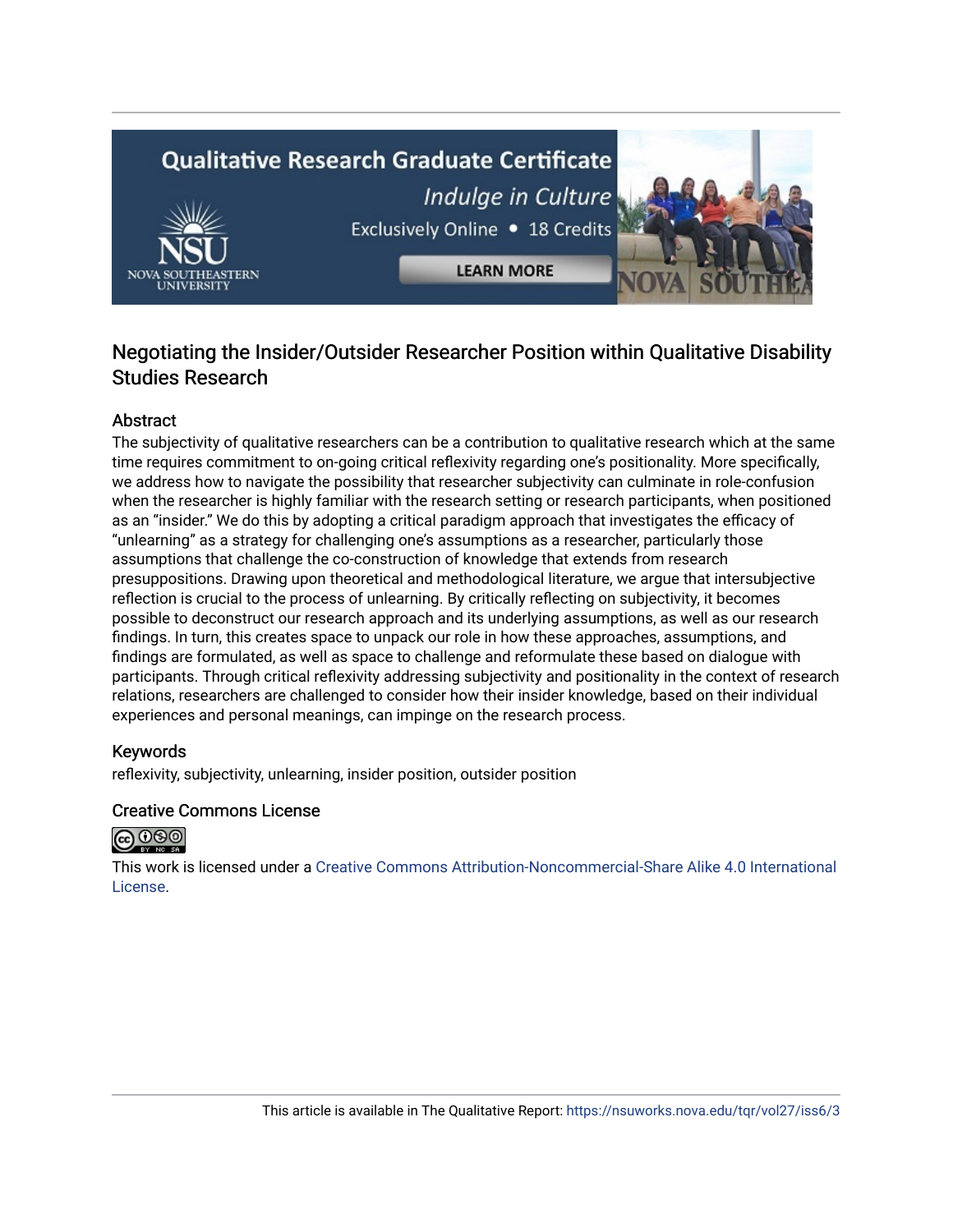# Negotiating the Insider/Outsider Researcher Position within Qualitative Disability Studies Research

## Abstract

The subjectivity of qualitative researchers can be a contribution to qualitative research which at the same time requires commitment to on-going critical reflexivity regarding one's positionality. More specifically, we address how to navigate the possibility that researcher subjectivity can culminate in role-confusion when the researcher is highly familiar with the research setting or research participants, when positioned as an "insider." We do this by adopting a critical paradigm approach that investigates the efficacy of "unlearning" as a strategy for challenging one's assumptions as a researcher, particularly those assumptions that challenge the co-construction of knowledge that extends from research presuppositions. Drawing upon theoretical and methodological literature, we argue that intersubjective reflection is crucial to the process of unlearning. By critically reflecting on subjectivity, it becomes possible to deconstruct our research approach and its underlying assumptions, as well as our research findings. In turn, this creates space to unpack our role in how these approaches, assumptions, and findings are formulated, as well as space to challenge and reformulate these based on dialogue with participants. Through critical reflexivity addressing subjectivity and positionality in the context of research relations, researchers are challenged to consider how their insider knowledge, based on their individual experiences and personal meanings, can impinge on the research process.

## Keywords

reflexivity, subjectivity, unlearning, insider position, outsider position

## Creative Commons License

This work is licensed under a Creative Commons Attribution-Noncommercial-Share Alike 4.0 International License.

This article is available in The Qualitative Report: https://nsuworks.nova.edu/tqr/vol27/iss6/3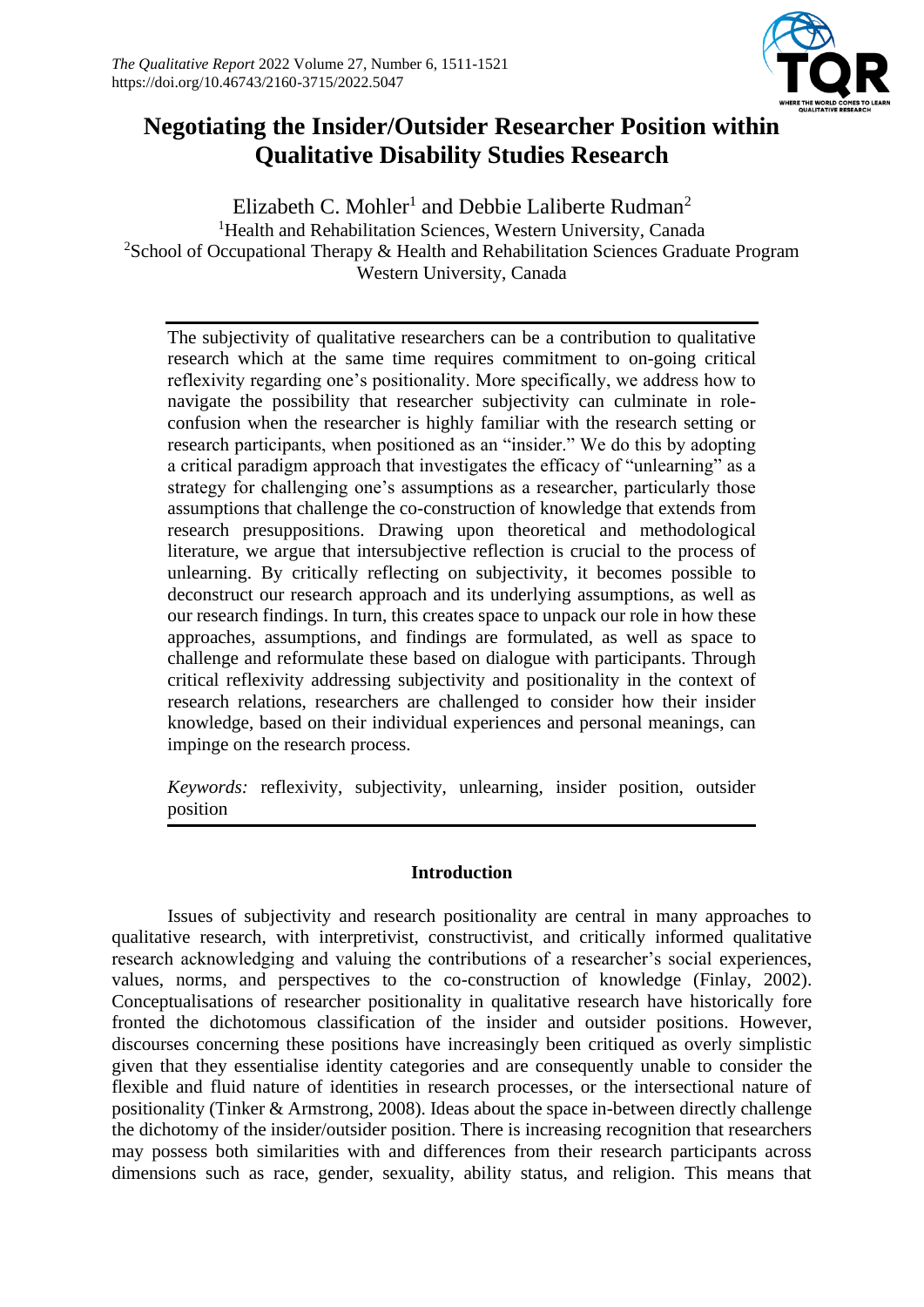# Negotiating the Insider/Outsider Researcher Position within Qualitative Disability Studies Research

Elizabeth C. Mohler[1] and Debbie Laliberte Rudman[2]

[1]Health and Rehabilitation Sciences, Western University, Canada

[2]School of Occupational Therapy & Health and Rehabilitation Sciences Graduate Program Western University, Canada

The subjectivity of qualitative researchers can be a contribution to qualitative research which at the same time requires commitment to on-going critical reflexivity regarding one's positionality. More specifically, we address how to navigate the possibility that researcher subjectivity can culminate in role-confusion when the researcher is highly familiar with the research setting or research participants, when positioned as an "insider." We do this by adopting a critical paradigm approach that investigates the efficacy of "unlearning" as a strategy for challenging one's assumptions as a researcher, particularly those assumptions that challenge the co-construction of knowledge that extends from research presuppositions. Drawing upon theoretical and methodological literature, we argue that intersubjective reflection is crucial to the process of unlearning. By critically reflecting on subjectivity, it becomes possible to deconstruct our research approach and its underlying assumptions, as well as our research findings. In turn, this creates space to unpack our role in how these approaches, assumptions, and findings are formulated, as well as space to challenge and reformulate these based on dialogue with participants. Through critical reflexivity addressing subjectivity and positionality in the context of research relations, researchers are challenged to consider how their insider knowledge, based on their individual experiences and personal meanings, can impinge on the research process.

*Keywords:* reflexivity, subjectivity, unlearning, insider position, outsider position

## Introduction

Issues of subjectivity and research positionality are central in many approaches to qualitative research, with interpretivist, constructivist, and critically informed qualitative research acknowledging and valuing the contributions of a researcher's social experiences, values, norms, and perspectives to the co-construction of knowledge (Finlay, 2002). Conceptualisations of researcher positionality in qualitative research have historically fore fronted the dichotomous classification of the insider and outsider positions. However, discourses concerning these positions have increasingly been critiqued as overly simplistic given that they essentialise identity categories and are consequently unable to consider the flexible and fluid nature of identities in research processes, or the intersectional nature of positionality (Tinker & Armstrong, 2008). Ideas about the space in-between directly challenge the dichotomy of the insider/outsider position. There is increasing recognition that researchers may possess both similarities with and differences from their research participants across dimensions such as race, gender, sexuality, ability status, and religion. This means that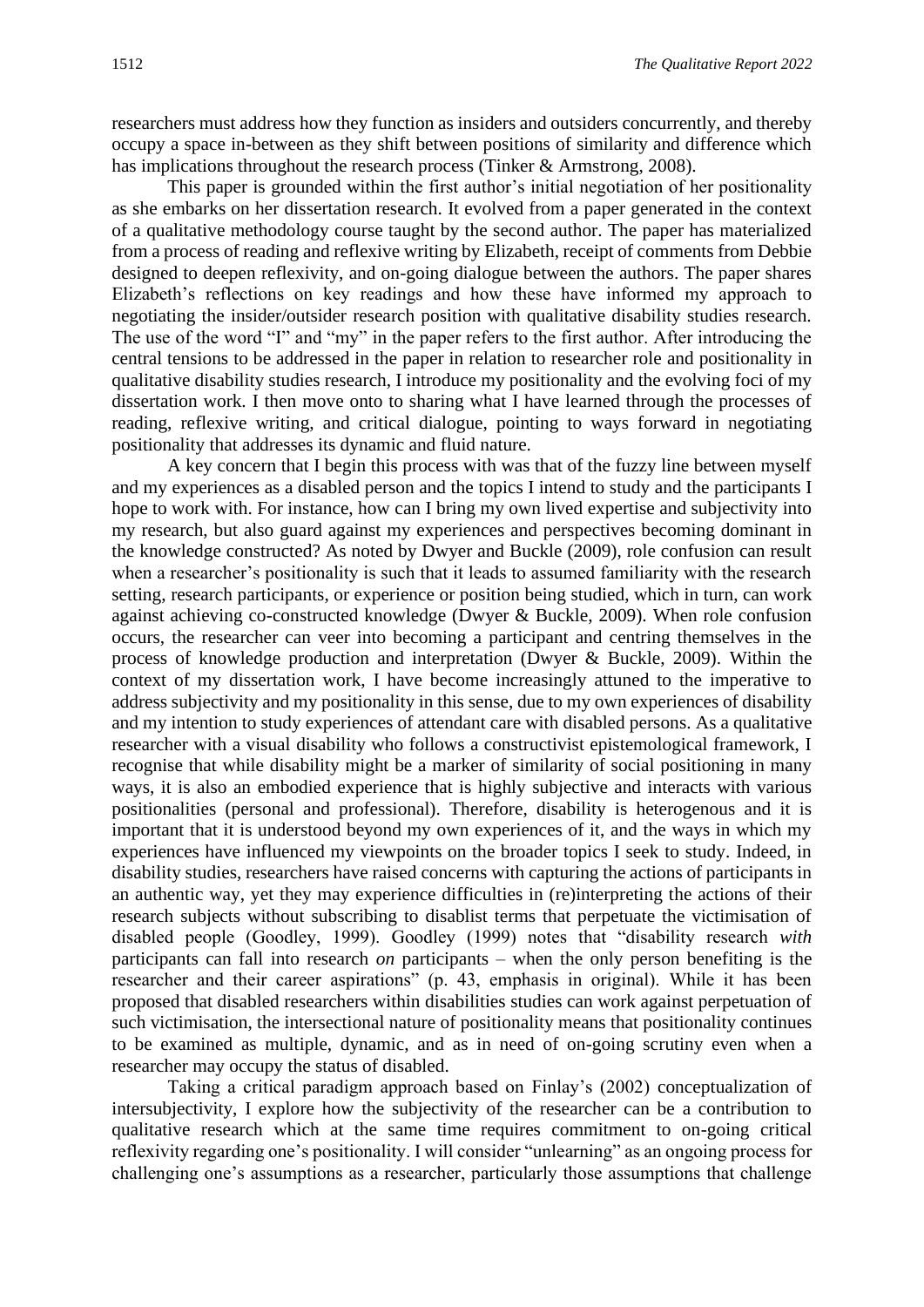researchers must address how they function as insiders and outsiders concurrently, and thereby occupy a space in-between as they shift between positions of similarity and difference which has implications throughout the research process (Tinker & Armstrong, 2008).

This paper is grounded within the first author's initial negotiation of her positionality as she embarks on her dissertation research. It evolved from a paper generated in the context of a qualitative methodology course taught by the second author. The paper has materialized from a process of reading and reflexive writing by Elizabeth, receipt of comments from Debbie designed to deepen reflexivity, and on-going dialogue between the authors. The paper shares Elizabeth's reflections on key readings and how these have informed my approach to negotiating the insider/outsider research position with qualitative disability studies research. The use of the word "I" and "my" in the paper refers to the first author. After introducing the central tensions to be addressed in the paper in relation to researcher role and positionality in qualitative disability studies research, I introduce my positionality and the evolving foci of my dissertation work. I then move onto to sharing what I have learned through the processes of reading, reflexive writing, and critical dialogue, pointing to ways forward in negotiating positionality that addresses its dynamic and fluid nature.

A key concern that I begin this process with was that of the fuzzy line between myself and my experiences as a disabled person and the topics I intend to study and the participants I hope to work with. For instance, how can I bring my own lived expertise and subjectivity into my research, but also guard against my experiences and perspectives becoming dominant in the knowledge constructed? As noted by Dwyer and Buckle (2009), role confusion can result when a researcher's positionality is such that it leads to assumed familiarity with the research setting, research participants, or experience or position being studied, which in turn, can work against achieving co-constructed knowledge (Dwyer & Buckle, 2009). When role confusion occurs, the researcher can veer into becoming a participant and centring themselves in the process of knowledge production and interpretation (Dwyer & Buckle, 2009). Within the context of my dissertation work, I have become increasingly attuned to the imperative to address subjectivity and my positionality in this sense, due to my own experiences of disability and my intention to study experiences of attendant care with disabled persons. As a qualitative researcher with a visual disability who follows a constructivist epistemological framework, I recognise that while disability might be a marker of similarity of social positioning in many ways, it is also an embodied experience that is highly subjective and interacts with various positionalities (personal and professional). Therefore, disability is heterogenous and it is important that it is understood beyond my own experiences of it, and the ways in which my experiences have influenced my viewpoints on the broader topics I seek to study. Indeed, in disability studies, researchers have raised concerns with capturing the actions of participants in an authentic way, yet they may experience difficulties in (re)interpreting the actions of their research subjects without subscribing to disablist terms that perpetuate the victimisation of disabled people (Goodley, 1999). Goodley (1999) notes that "disability research *with* participants can fall into research *on* participants – when the only person benefiting is the researcher and their career aspirations" (p. 43, emphasis in original). While it has been proposed that disabled researchers within disabilities studies can work against perpetuation of such victimisation, the intersectional nature of positionality means that positionality continues to be examined as multiple, dynamic, and as in need of on-going scrutiny even when a researcher may occupy the status of disabled.

Taking a critical paradigm approach based on Finlay's (2002) conceptualization of intersubjectivity, I explore how the subjectivity of the researcher can be a contribution to qualitative research which at the same time requires commitment to on-going critical reflexivity regarding one's positionality. I will consider "unlearning" as an ongoing process for challenging one's assumptions as a researcher, particularly those assumptions that challenge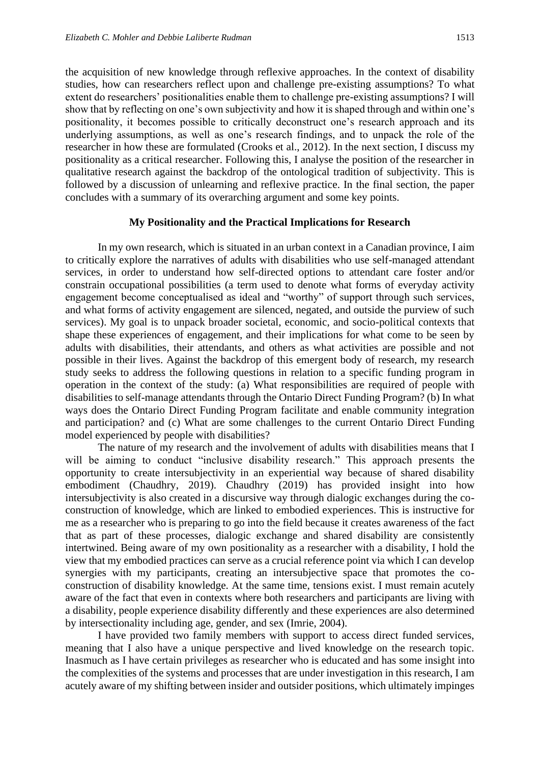the acquisition of new knowledge through reflexive approaches. In the context of disability studies, how can researchers reflect upon and challenge pre-existing assumptions? To what extent do researchers' positionalities enable them to challenge pre-existing assumptions? I will show that by reflecting on one's own subjectivity and how it is shaped through and within one's positionality, it becomes possible to critically deconstruct one's research approach and its underlying assumptions, as well as one's research findings, and to unpack the role of the researcher in how these are formulated (Crooks et al., 2012). In the next section, I discuss my positionality as a critical researcher. Following this, I analyse the position of the researcher in qualitative research against the backdrop of the ontological tradition of subjectivity. This is followed by a discussion of unlearning and reflexive practice. In the final section, the paper concludes with a summary of its overarching argument and some key points.

## My Positionality and the Practical Implications for Research

In my own research, which is situated in an urban context in a Canadian province, I aim to critically explore the narratives of adults with disabilities who use self-managed attendant services, in order to understand how self-directed options to attendant care foster and/or constrain occupational possibilities (a term used to denote what forms of everyday activity engagement become conceptualised as ideal and "worthy" of support through such services, and what forms of activity engagement are silenced, negated, and outside the purview of such services). My goal is to unpack broader societal, economic, and socio-political contexts that shape these experiences of engagement, and their implications for what come to be seen by adults with disabilities, their attendants, and others as what activities are possible and not possible in their lives. Against the backdrop of this emergent body of research, my research study seeks to address the following questions in relation to a specific funding program in operation in the context of the study: (a) What responsibilities are required of people with disabilities to self-manage attendants through the Ontario Direct Funding Program? (b) In what ways does the Ontario Direct Funding Program facilitate and enable community integration and participation? and (c) What are some challenges to the current Ontario Direct Funding model experienced by people with disabilities?

The nature of my research and the involvement of adults with disabilities means that I will be aiming to conduct "inclusive disability research." This approach presents the opportunity to create intersubjectivity in an experiential way because of shared disability embodiment (Chaudhry, 2019). Chaudhry (2019) has provided insight into how intersubjectivity is also created in a discursive way through dialogic exchanges during the co-construction of knowledge, which are linked to embodied experiences. This is instructive for me as a researcher who is preparing to go into the field because it creates awareness of the fact that as part of these processes, dialogic exchange and shared disability are consistently intertwined. Being aware of my own positionality as a researcher with a disability, I hold the view that my embodied practices can serve as a crucial reference point via which I can develop synergies with my participants, creating an intersubjective space that promotes the co-construction of disability knowledge. At the same time, tensions exist. I must remain acutely aware of the fact that even in contexts where both researchers and participants are living with a disability, people experience disability differently and these experiences are also determined by intersectionality including age, gender, and sex (Imrie, 2004).

I have provided two family members with support to access direct funded services, meaning that I also have a unique perspective and lived knowledge on the research topic. Inasmuch as I have certain privileges as researcher who is educated and has some insight into the complexities of the systems and processes that are under investigation in this research, I am acutely aware of my shifting between insider and outsider positions, which ultimately impinges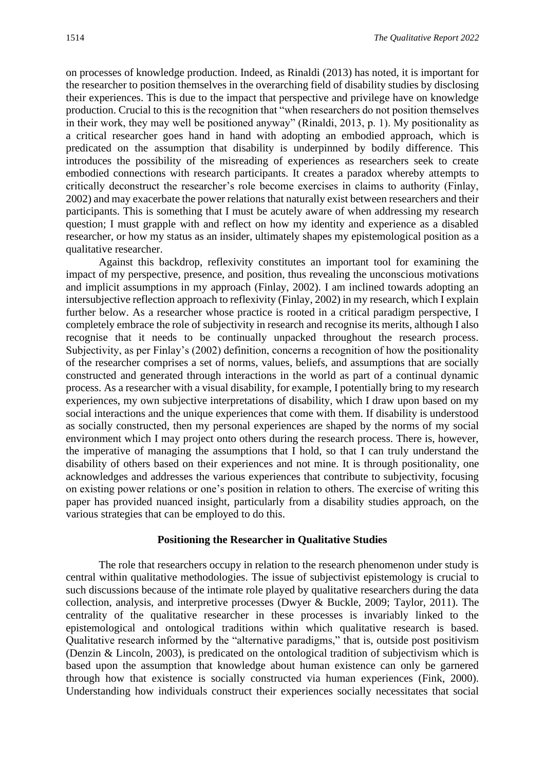on processes of knowledge production. Indeed, as Rinaldi (2013) has noted, it is important for the researcher to position themselves in the overarching field of disability studies by disclosing their experiences. This is due to the impact that perspective and privilege have on knowledge production. Crucial to this is the recognition that "when researchers do not position themselves in their work, they may well be positioned anyway" (Rinaldi, 2013, p. 1). My positionality as a critical researcher goes hand in hand with adopting an embodied approach, which is predicated on the assumption that disability is underpinned by bodily difference. This introduces the possibility of the misreading of experiences as researchers seek to create embodied connections with research participants. It creates a paradox whereby attempts to critically deconstruct the researcher's role become exercises in claims to authority (Finlay, 2002) and may exacerbate the power relations that naturally exist between researchers and their participants. This is something that I must be acutely aware of when addressing my research question; I must grapple with and reflect on how my identity and experience as a disabled researcher, or how my status as an insider, ultimately shapes my epistemological position as a qualitative researcher.

Against this backdrop, reflexivity constitutes an important tool for examining the impact of my perspective, presence, and position, thus revealing the unconscious motivations and implicit assumptions in my approach (Finlay, 2002). I am inclined towards adopting an intersubjective reflection approach to reflexivity (Finlay, 2002) in my research, which I explain further below. As a researcher whose practice is rooted in a critical paradigm perspective, I completely embrace the role of subjectivity in research and recognise its merits, although I also recognise that it needs to be continually unpacked throughout the research process. Subjectivity, as per Finlay's (2002) definition, concerns a recognition of how the positionality of the researcher comprises a set of norms, values, beliefs, and assumptions that are socially constructed and generated through interactions in the world as part of a continual dynamic process. As a researcher with a visual disability, for example, I potentially bring to my research experiences, my own subjective interpretations of disability, which I draw upon based on my social interactions and the unique experiences that come with them. If disability is understood as socially constructed, then my personal experiences are shaped by the norms of my social environment which I may project onto others during the research process. There is, however, the imperative of managing the assumptions that I hold, so that I can truly understand the disability of others based on their experiences and not mine. It is through positionality, one acknowledges and addresses the various experiences that contribute to subjectivity, focusing on existing power relations or one's position in relation to others. The exercise of writing this paper has provided nuanced insight, particularly from a disability studies approach, on the various strategies that can be employed to do this.

## Positioning the Researcher in Qualitative Studies

The role that researchers occupy in relation to the research phenomenon under study is central within qualitative methodologies. The issue of subjectivist epistemology is crucial to such discussions because of the intimate role played by qualitative researchers during the data collection, analysis, and interpretive processes (Dwyer & Buckle, 2009; Taylor, 2011). The centrality of the qualitative researcher in these processes is invariably linked to the epistemological and ontological traditions within which qualitative research is based. Qualitative research informed by the "alternative paradigms," that is, outside post positivism (Denzin & Lincoln, 2003), is predicated on the ontological tradition of subjectivism which is based upon the assumption that knowledge about human existence can only be garnered through how that existence is socially constructed via human experiences (Fink, 2000). Understanding how individuals construct their experiences socially necessitates that social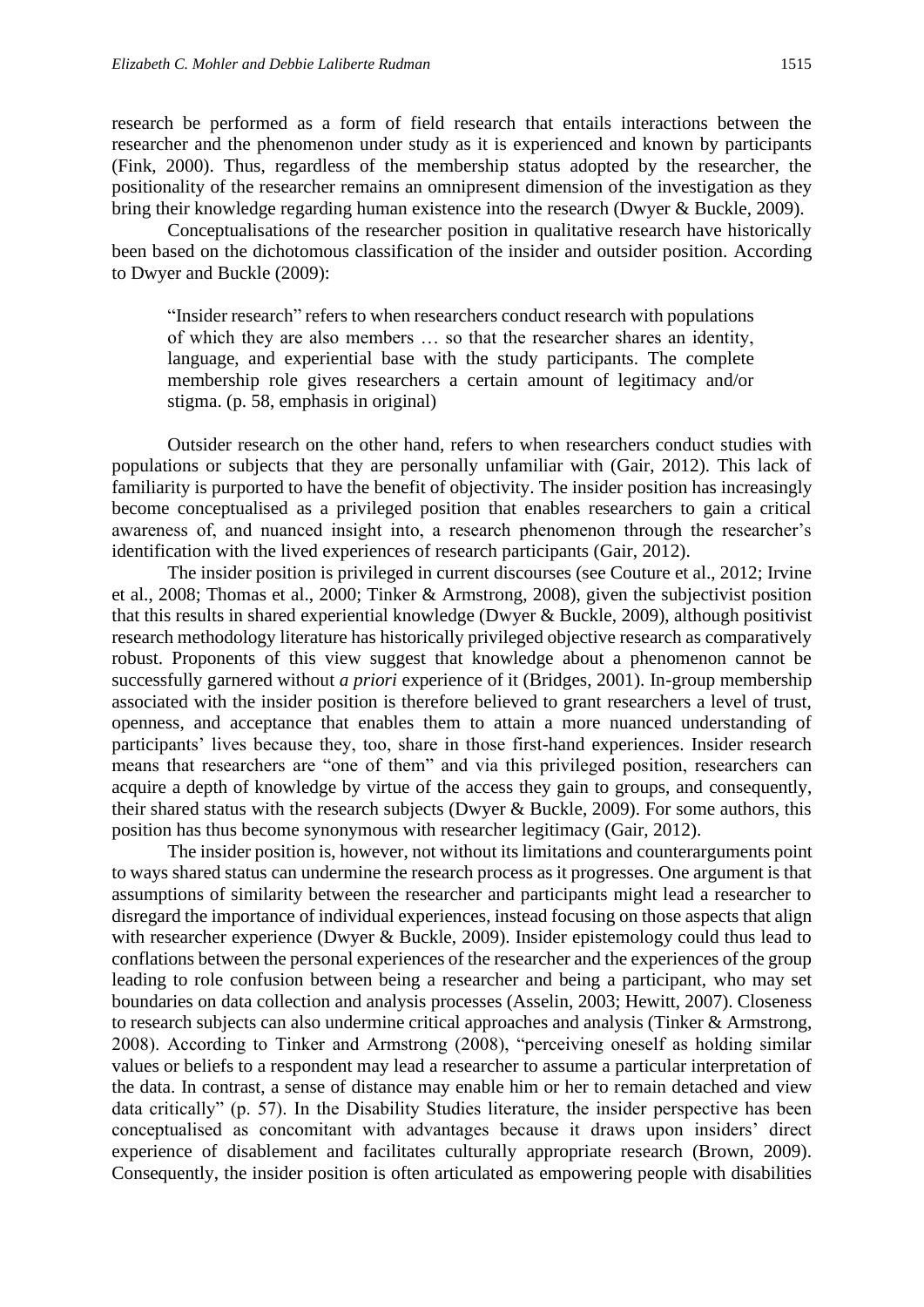research be performed as a form of field research that entails interactions between the researcher and the phenomenon under study as it is experienced and known by participants (Fink, 2000). Thus, regardless of the membership status adopted by the researcher, the positionality of the researcher remains an omnipresent dimension of the investigation as they bring their knowledge regarding human existence into the research (Dwyer & Buckle, 2009).

Conceptualisations of the researcher position in qualitative research have historically been based on the dichotomous classification of the insider and outsider position. According to Dwyer and Buckle (2009):

> "Insider research" refers to when researchers conduct research with populations of which they are also members … so that the researcher shares an identity, language, and experiential base with the study participants. The complete membership role gives researchers a certain amount of legitimacy and/or stigma. (p. 58, emphasis in original)

Outsider research on the other hand, refers to when researchers conduct studies with populations or subjects that they are personally unfamiliar with (Gair, 2012). This lack of familiarity is purported to have the benefit of objectivity. The insider position has increasingly become conceptualised as a privileged position that enables researchers to gain a critical awareness of, and nuanced insight into, a research phenomenon through the researcher's identification with the lived experiences of research participants (Gair, 2012).

The insider position is privileged in current discourses (see Couture et al., 2012; Irvine et al., 2008; Thomas et al., 2000; Tinker & Armstrong, 2008), given the subjectivist position that this results in shared experiential knowledge (Dwyer & Buckle, 2009), although positivist research methodology literature has historically privileged objective research as comparatively robust. Proponents of this view suggest that knowledge about a phenomenon cannot be successfully garnered without *a priori* experience of it (Bridges, 2001). In-group membership associated with the insider position is therefore believed to grant researchers a level of trust, openness, and acceptance that enables them to attain a more nuanced understanding of participants' lives because they, too, share in those first-hand experiences. Insider research means that researchers are "one of them" and via this privileged position, researchers can acquire a depth of knowledge by virtue of the access they gain to groups, and consequently, their shared status with the research subjects (Dwyer & Buckle, 2009). For some authors, this position has thus become synonymous with researcher legitimacy (Gair, 2012).

The insider position is, however, not without its limitations and counterarguments point to ways shared status can undermine the research process as it progresses. One argument is that assumptions of similarity between the researcher and participants might lead a researcher to disregard the importance of individual experiences, instead focusing on those aspects that align with researcher experience (Dwyer & Buckle, 2009). Insider epistemology could thus lead to conflations between the personal experiences of the researcher and the experiences of the group leading to role confusion between being a researcher and being a participant, who may set boundaries on data collection and analysis processes (Asselin, 2003; Hewitt, 2007). Closeness to research subjects can also undermine critical approaches and analysis (Tinker & Armstrong, 2008). According to Tinker and Armstrong (2008), "perceiving oneself as holding similar values or beliefs to a respondent may lead a researcher to assume a particular interpretation of the data. In contrast, a sense of distance may enable him or her to remain detached and view data critically" (p. 57). In the Disability Studies literature, the insider perspective has been conceptualised as concomitant with advantages because it draws upon insiders' direct experience of disablement and facilitates culturally appropriate research (Brown, 2009). Consequently, the insider position is often articulated as empowering people with disabilities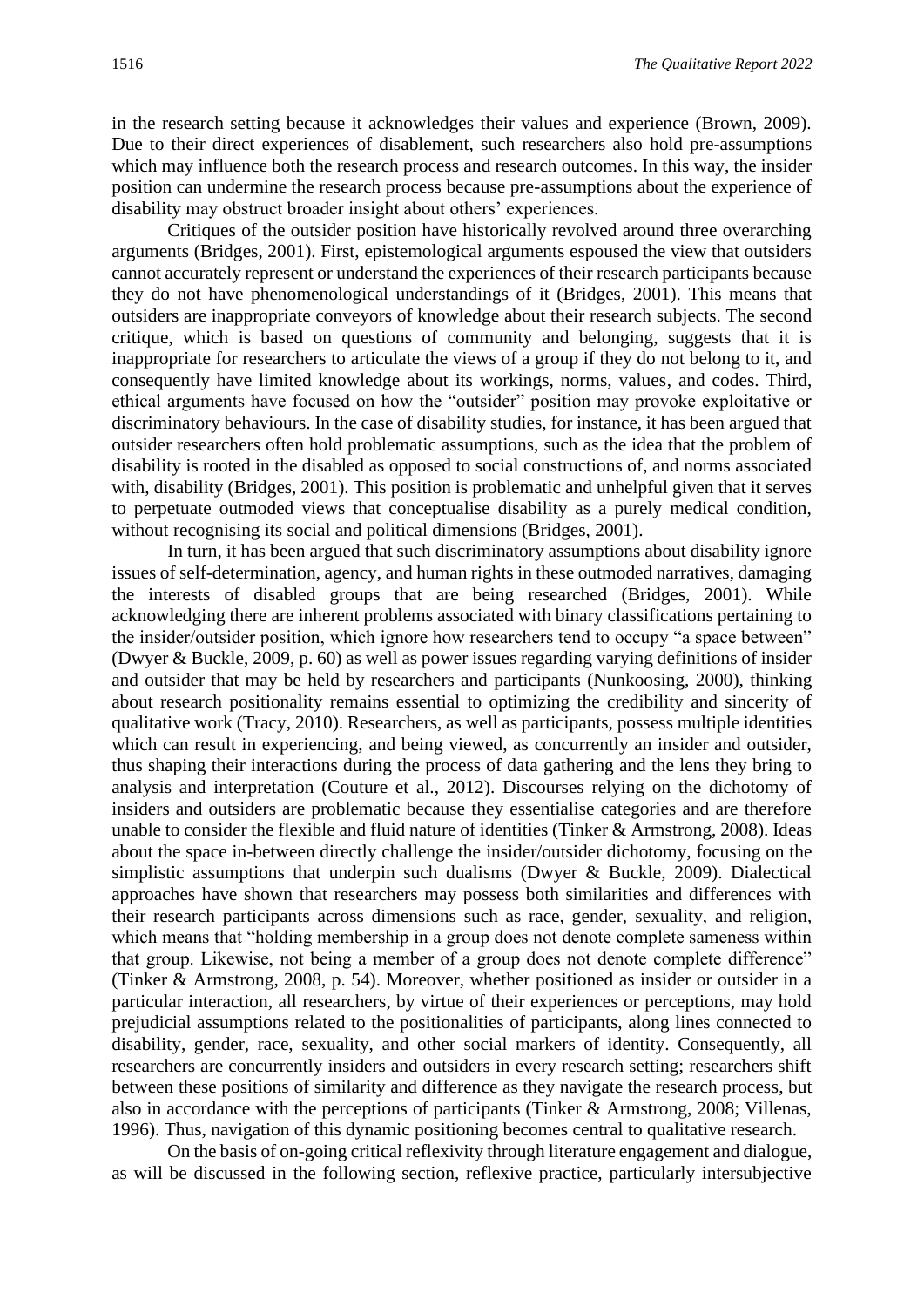in the research setting because it acknowledges their values and experience (Brown, 2009). Due to their direct experiences of disablement, such researchers also hold pre-assumptions which may influence both the research process and research outcomes. In this way, the insider position can undermine the research process because pre-assumptions about the experience of disability may obstruct broader insight about others' experiences.

Critiques of the outsider position have historically revolved around three overarching arguments (Bridges, 2001). First, epistemological arguments espoused the view that outsiders cannot accurately represent or understand the experiences of their research participants because they do not have phenomenological understandings of it (Bridges, 2001). This means that outsiders are inappropriate conveyors of knowledge about their research subjects. The second critique, which is based on questions of community and belonging, suggests that it is inappropriate for researchers to articulate the views of a group if they do not belong to it, and consequently have limited knowledge about its workings, norms, values, and codes. Third, ethical arguments have focused on how the "outsider" position may provoke exploitative or discriminatory behaviours. In the case of disability studies, for instance, it has been argued that outsider researchers often hold problematic assumptions, such as the idea that the problem of disability is rooted in the disabled as opposed to social constructions of, and norms associated with, disability (Bridges, 2001). This position is problematic and unhelpful given that it serves to perpetuate outmoded views that conceptualise disability as a purely medical condition, without recognising its social and political dimensions (Bridges, 2001).

In turn, it has been argued that such discriminatory assumptions about disability ignore issues of self-determination, agency, and human rights in these outmoded narratives, damaging the interests of disabled groups that are being researched (Bridges, 2001). While acknowledging there are inherent problems associated with binary classifications pertaining to the insider/outsider position, which ignore how researchers tend to occupy "a space between" (Dwyer & Buckle, 2009, p. 60) as well as power issues regarding varying definitions of insider and outsider that may be held by researchers and participants (Nunkoosing, 2000), thinking about research positionality remains essential to optimizing the credibility and sincerity of qualitative work (Tracy, 2010). Researchers, as well as participants, possess multiple identities which can result in experiencing, and being viewed, as concurrently an insider and outsider, thus shaping their interactions during the process of data gathering and the lens they bring to analysis and interpretation (Couture et al., 2012). Discourses relying on the dichotomy of insiders and outsiders are problematic because they essentialise categories and are therefore unable to consider the flexible and fluid nature of identities (Tinker & Armstrong, 2008). Ideas about the space in-between directly challenge the insider/outsider dichotomy, focusing on the simplistic assumptions that underpin such dualisms (Dwyer & Buckle, 2009). Dialectical approaches have shown that researchers may possess both similarities and differences with their research participants across dimensions such as race, gender, sexuality, and religion, which means that "holding membership in a group does not denote complete sameness within that group. Likewise, not being a member of a group does not denote complete difference" (Tinker & Armstrong, 2008, p. 54). Moreover, whether positioned as insider or outsider in a particular interaction, all researchers, by virtue of their experiences or perceptions, may hold prejudicial assumptions related to the positionalities of participants, along lines connected to disability, gender, race, sexuality, and other social markers of identity. Consequently, all researchers are concurrently insiders and outsiders in every research setting; researchers shift between these positions of similarity and difference as they navigate the research process, but also in accordance with the perceptions of participants (Tinker & Armstrong, 2008; Villenas, 1996). Thus, navigation of this dynamic positioning becomes central to qualitative research.

On the basis of on-going critical reflexivity through literature engagement and dialogue, as will be discussed in the following section, reflexive practice, particularly intersubjective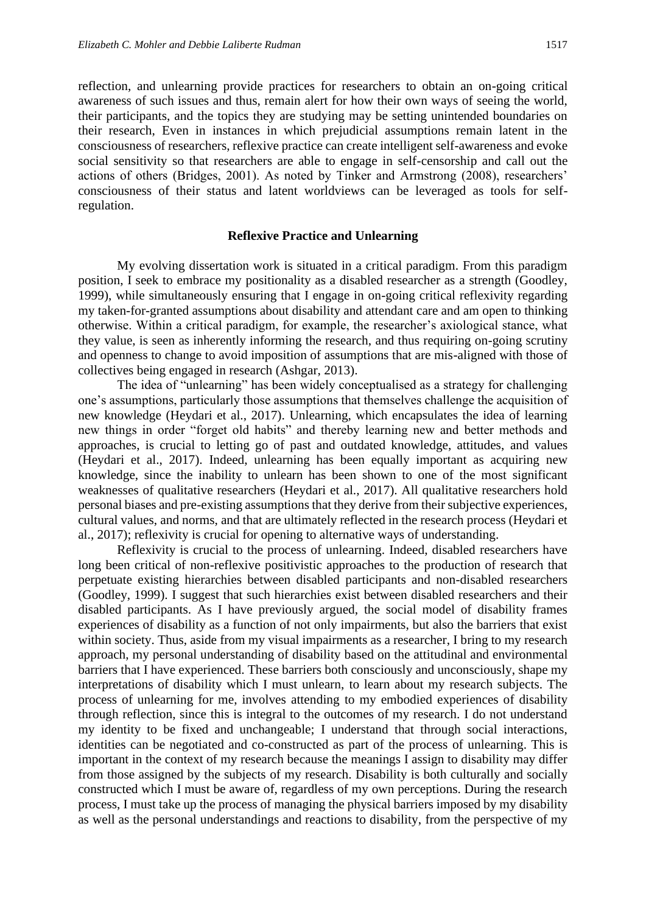reflection, and unlearning provide practices for researchers to obtain an on-going critical awareness of such issues and thus, remain alert for how their own ways of seeing the world, their participants, and the topics they are studying may be setting unintended boundaries on their research, Even in instances in which prejudicial assumptions remain latent in the consciousness of researchers, reflexive practice can create intelligent self-awareness and evoke social sensitivity so that researchers are able to engage in self-censorship and call out the actions of others (Bridges, 2001). As noted by Tinker and Armstrong (2008), researchers' consciousness of their status and latent worldviews can be leveraged as tools for self-regulation.

## Reflexive Practice and Unlearning

My evolving dissertation work is situated in a critical paradigm. From this paradigm position, I seek to embrace my positionality as a disabled researcher as a strength (Goodley, 1999), while simultaneously ensuring that I engage in on-going critical reflexivity regarding my taken-for-granted assumptions about disability and attendant care and am open to thinking otherwise. Within a critical paradigm, for example, the researcher's axiological stance, what they value, is seen as inherently informing the research, and thus requiring on-going scrutiny and openness to change to avoid imposition of assumptions that are mis-aligned with those of collectives being engaged in research (Ashgar, 2013).

The idea of "unlearning" has been widely conceptualised as a strategy for challenging one's assumptions, particularly those assumptions that themselves challenge the acquisition of new knowledge (Heydari et al., 2017). Unlearning, which encapsulates the idea of learning new things in order "forget old habits" and thereby learning new and better methods and approaches, is crucial to letting go of past and outdated knowledge, attitudes, and values (Heydari et al., 2017). Indeed, unlearning has been equally important as acquiring new knowledge, since the inability to unlearn has been shown to one of the most significant weaknesses of qualitative researchers (Heydari et al., 2017). All qualitative researchers hold personal biases and pre-existing assumptions that they derive from their subjective experiences, cultural values, and norms, and that are ultimately reflected in the research process (Heydari et al., 2017); reflexivity is crucial for opening to alternative ways of understanding.

Reflexivity is crucial to the process of unlearning. Indeed, disabled researchers have long been critical of non-reflexive positivistic approaches to the production of research that perpetuate existing hierarchies between disabled participants and non-disabled researchers (Goodley, 1999). I suggest that such hierarchies exist between disabled researchers and their disabled participants. As I have previously argued, the social model of disability frames experiences of disability as a function of not only impairments, but also the barriers that exist within society. Thus, aside from my visual impairments as a researcher, I bring to my research approach, my personal understanding of disability based on the attitudinal and environmental barriers that I have experienced. These barriers both consciously and unconsciously, shape my interpretations of disability which I must unlearn, to learn about my research subjects. The process of unlearning for me, involves attending to my embodied experiences of disability through reflection, since this is integral to the outcomes of my research. I do not understand my identity to be fixed and unchangeable; I understand that through social interactions, identities can be negotiated and co-constructed as part of the process of unlearning. This is important in the context of my research because the meanings I assign to disability may differ from those assigned by the subjects of my research. Disability is both culturally and socially constructed which I must be aware of, regardless of my own perceptions. During the research process, I must take up the process of managing the physical barriers imposed by my disability as well as the personal understandings and reactions to disability, from the perspective of my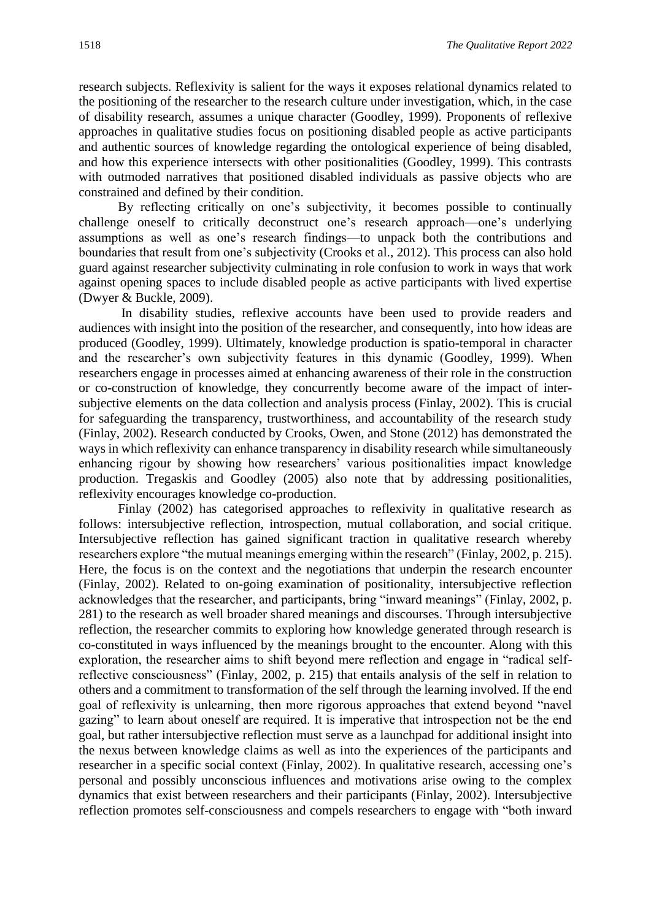research subjects. Reflexivity is salient for the ways it exposes relational dynamics related to the positioning of the researcher to the research culture under investigation, which, in the case of disability research, assumes a unique character (Goodley, 1999). Proponents of reflexive approaches in qualitative studies focus on positioning disabled people as active participants and authentic sources of knowledge regarding the ontological experience of being disabled, and how this experience intersects with other positionalities (Goodley, 1999). This contrasts with outmoded narratives that positioned disabled individuals as passive objects who are constrained and defined by their condition.

By reflecting critically on one's subjectivity, it becomes possible to continually challenge oneself to critically deconstruct one's research approach—one's underlying assumptions as well as one's research findings—to unpack both the contributions and boundaries that result from one's subjectivity (Crooks et al., 2012). This process can also hold guard against researcher subjectivity culminating in role confusion to work in ways that work against opening spaces to include disabled people as active participants with lived expertise (Dwyer & Buckle, 2009).

In disability studies, reflexive accounts have been used to provide readers and audiences with insight into the position of the researcher, and consequently, into how ideas are produced (Goodley, 1999). Ultimately, knowledge production is spatio-temporal in character and the researcher's own subjectivity features in this dynamic (Goodley, 1999). When researchers engage in processes aimed at enhancing awareness of their role in the construction or co-construction of knowledge, they concurrently become aware of the impact of inter-subjective elements on the data collection and analysis process (Finlay, 2002). This is crucial for safeguarding the transparency, trustworthiness, and accountability of the research study (Finlay, 2002). Research conducted by Crooks, Owen, and Stone (2012) has demonstrated the ways in which reflexivity can enhance transparency in disability research while simultaneously enhancing rigour by showing how researchers' various positionalities impact knowledge production. Tregaskis and Goodley (2005) also note that by addressing positionalities, reflexivity encourages knowledge co-production.

Finlay (2002) has categorised approaches to reflexivity in qualitative research as follows: intersubjective reflection, introspection, mutual collaboration, and social critique. Intersubjective reflection has gained significant traction in qualitative research whereby researchers explore "the mutual meanings emerging within the research" (Finlay, 2002, p. 215). Here, the focus is on the context and the negotiations that underpin the research encounter (Finlay, 2002). Related to on-going examination of positionality, intersubjective reflection acknowledges that the researcher, and participants, bring "inward meanings" (Finlay, 2002, p. 281) to the research as well broader shared meanings and discourses. Through intersubjective reflection, the researcher commits to exploring how knowledge generated through research is co-constituted in ways influenced by the meanings brought to the encounter. Along with this exploration, the researcher aims to shift beyond mere reflection and engage in "radical self-reflective consciousness" (Finlay, 2002, p. 215) that entails analysis of the self in relation to others and a commitment to transformation of the self through the learning involved. If the end goal of reflexivity is unlearning, then more rigorous approaches that extend beyond "navel gazing" to learn about oneself are required. It is imperative that introspection not be the end goal, but rather intersubjective reflection must serve as a launchpad for additional insight into the nexus between knowledge claims as well as into the experiences of the participants and researcher in a specific social context (Finlay, 2002). In qualitative research, accessing one's personal and possibly unconscious influences and motivations arise owing to the complex dynamics that exist between researchers and their participants (Finlay, 2002). Intersubjective reflection promotes self-consciousness and compels researchers to engage with "both inward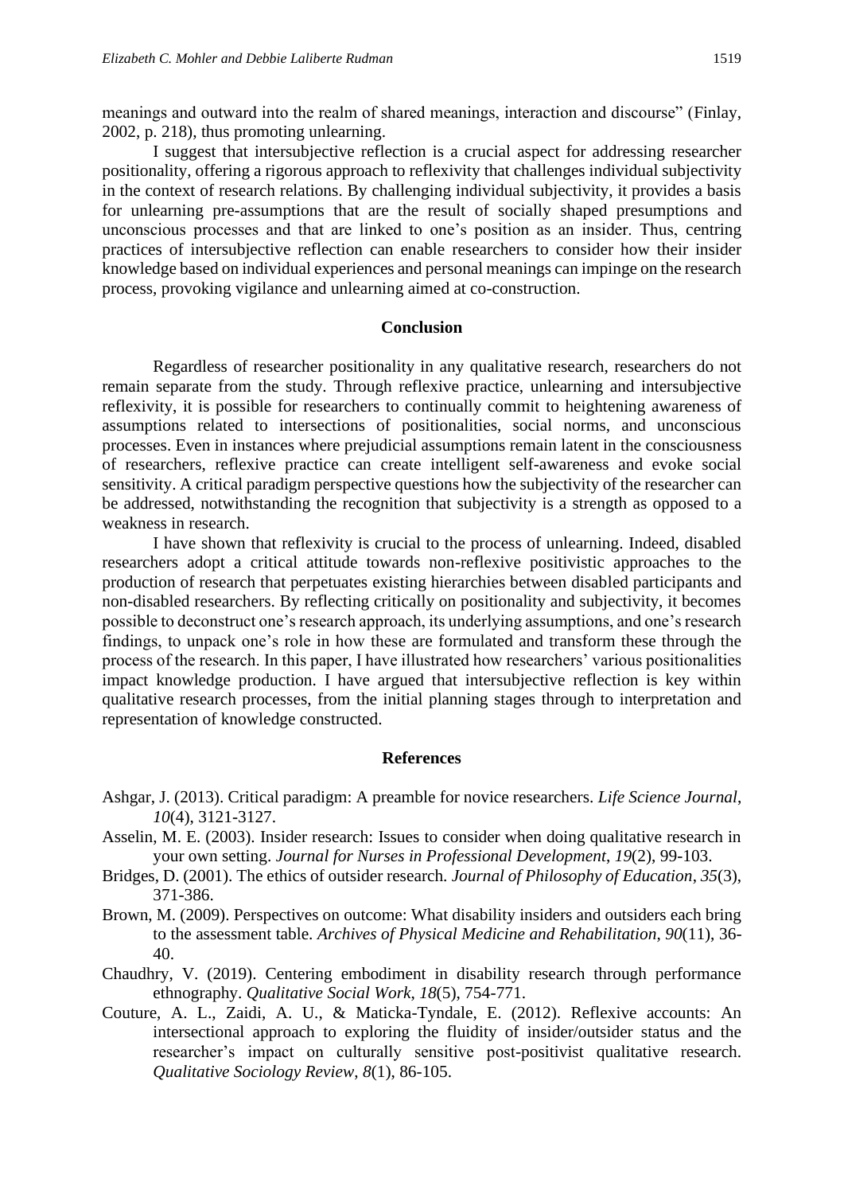meanings and outward into the realm of shared meanings, interaction and discourse" (Finlay, 2002, p. 218), thus promoting unlearning.

I suggest that intersubjective reflection is a crucial aspect for addressing researcher positionality, offering a rigorous approach to reflexivity that challenges individual subjectivity in the context of research relations. By challenging individual subjectivity, it provides a basis for unlearning pre-assumptions that are the result of socially shaped presumptions and unconscious processes and that are linked to one's position as an insider. Thus, centring practices of intersubjective reflection can enable researchers to consider how their insider knowledge based on individual experiences and personal meanings can impinge on the research process, provoking vigilance and unlearning aimed at co-construction.

## Conclusion

Regardless of researcher positionality in any qualitative research, researchers do not remain separate from the study. Through reflexive practice, unlearning and intersubjective reflexivity, it is possible for researchers to continually commit to heightening awareness of assumptions related to intersections of positionalities, social norms, and unconscious processes. Even in instances where prejudicial assumptions remain latent in the consciousness of researchers, reflexive practice can create intelligent self-awareness and evoke social sensitivity. A critical paradigm perspective questions how the subjectivity of the researcher can be addressed, notwithstanding the recognition that subjectivity is a strength as opposed to a weakness in research.

I have shown that reflexivity is crucial to the process of unlearning. Indeed, disabled researchers adopt a critical attitude towards non-reflexive positivistic approaches to the production of research that perpetuates existing hierarchies between disabled participants and non-disabled researchers. By reflecting critically on positionality and subjectivity, it becomes possible to deconstruct one's research approach, its underlying assumptions, and one's research findings, to unpack one's role in how these are formulated and transform these through the process of the research. In this paper, I have illustrated how researchers' various positionalities impact knowledge production. I have argued that intersubjective reflection is key within qualitative research processes, from the initial planning stages through to interpretation and representation of knowledge constructed.

## References

Ashgar, J. (2013). Critical paradigm: A preamble for novice researchers. *Life Science Journal*, *10*(4), 3121-3127.

Asselin, M. E. (2003). Insider research: Issues to consider when doing qualitative research in your own setting. *Journal for Nurses in Professional Development*, *19*(2), 99-103.

Bridges, D. (2001). The ethics of outsider research. *Journal of Philosophy of Education*, *35*(3), 371-386.

Brown, M. (2009). Perspectives on outcome: What disability insiders and outsiders each bring to the assessment table. *Archives of Physical Medicine and Rehabilitation*, *90*(11), 36-40.

Chaudhry, V. (2019). Centering embodiment in disability research through performance ethnography. *Qualitative Social Work*, *18*(5), 754-771.

Couture, A. L., Zaidi, A. U., & Maticka-Tyndale, E. (2012). Reflexive accounts: An intersectional approach to exploring the fluidity of insider/outsider status and the researcher's impact on culturally sensitive post-positivist qualitative research. *Qualitative Sociology Review*, *8*(1), 86-105.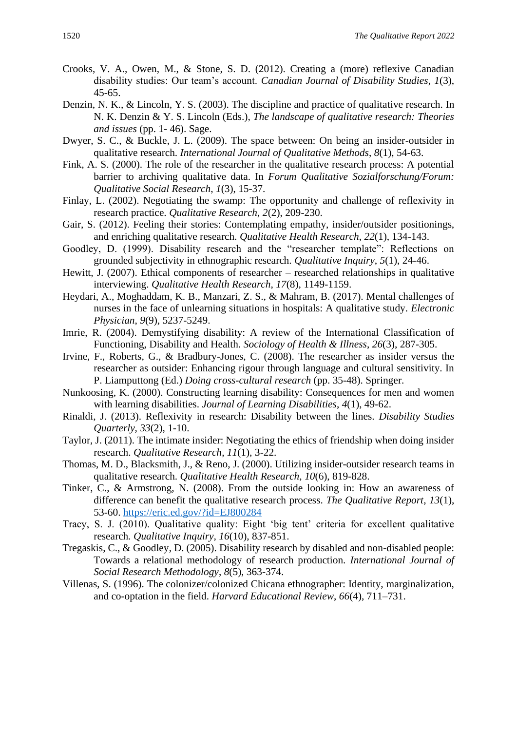Crooks, V. A., Owen, M., & Stone, S. D. (2012). Creating a (more) reflexive Canadian disability studies: Our team's account. *Canadian Journal of Disability Studies*, *1*(3), 45-65.

Denzin, N. K., & Lincoln, Y. S. (2003). The discipline and practice of qualitative research. In N. K. Denzin & Y. S. Lincoln (Eds.), *The landscape of qualitative research: Theories and issues* (pp. 1- 46). Sage.

Dwyer, S. C., & Buckle, J. L. (2009). The space between: On being an insider-outsider in qualitative research. *International Journal of Qualitative Methods*, *8*(1), 54-63.

Fink, A. S. (2000). The role of the researcher in the qualitative research process: A potential barrier to archiving qualitative data. In *Forum Qualitative Sozialforschung/Forum: Qualitative Social Research*, *1*(3), 15-37.

Finlay, L. (2002). Negotiating the swamp: The opportunity and challenge of reflexivity in research practice. *Qualitative Research*, *2*(2), 209-230.

Gair, S. (2012). Feeling their stories: Contemplating empathy, insider/outsider positionings, and enriching qualitative research. *Qualitative Health Research*, *22*(1), 134-143.

Goodley, D. (1999). Disability research and the "researcher template": Reflections on grounded subjectivity in ethnographic research. *Qualitative Inquiry*, *5*(1), 24-46.

Hewitt, J. (2007). Ethical components of researcher – researched relationships in qualitative interviewing. *Qualitative Health Research*, *17*(8), 1149-1159.

Heydari, A., Moghaddam, K. B., Manzari, Z. S., & Mahram, B. (2017). Mental challenges of nurses in the face of unlearning situations in hospitals: A qualitative study. *Electronic Physician*, *9*(9), 5237-5249.

Imrie, R. (2004). Demystifying disability: A review of the International Classification of Functioning, Disability and Health. *Sociology of Health & Illness*, *26*(3), 287-305.

Irvine, F., Roberts, G., & Bradbury-Jones, C. (2008). The researcher as insider versus the researcher as outsider: Enhancing rigour through language and cultural sensitivity. In P. Liamputtong (Ed.) *Doing cross-cultural research* (pp. 35-48). Springer.

Nunkoosing, K. (2000). Constructing learning disability: Consequences for men and women with learning disabilities. *Journal of Learning Disabilities*, *4*(1), 49-62.

Rinaldi, J. (2013). Reflexivity in research: Disability between the lines. *Disability Studies Quarterly*, *33*(2), 1-10.

Taylor, J. (2011). The intimate insider: Negotiating the ethics of friendship when doing insider research. *Qualitative Research*, *11*(1), 3-22.

Thomas, M. D., Blacksmith, J., & Reno, J. (2000). Utilizing insider-outsider research teams in qualitative research. *Qualitative Health Research*, *10*(6), 819-828.

Tinker, C., & Armstrong, N. (2008). From the outside looking in: How an awareness of difference can benefit the qualitative research process. *The Qualitative Report*, *13*(1), 53-60. https://eric.ed.gov/?id=EJ800284

Tracy, S. J. (2010). Qualitative quality: Eight 'big tent' criteria for excellent qualitative research. *Qualitative Inquiry*, *16*(10), 837-851.

Tregaskis, C., & Goodley, D. (2005). Disability research by disabled and non-disabled people: Towards a relational methodology of research production. *International Journal of Social Research Methodology*, *8*(5), 363-374.

Villenas, S. (1996). The colonizer/colonized Chicana ethnographer: Identity, marginalization, and co-optation in the field. *Harvard Educational Review*, *66*(4), 711–731.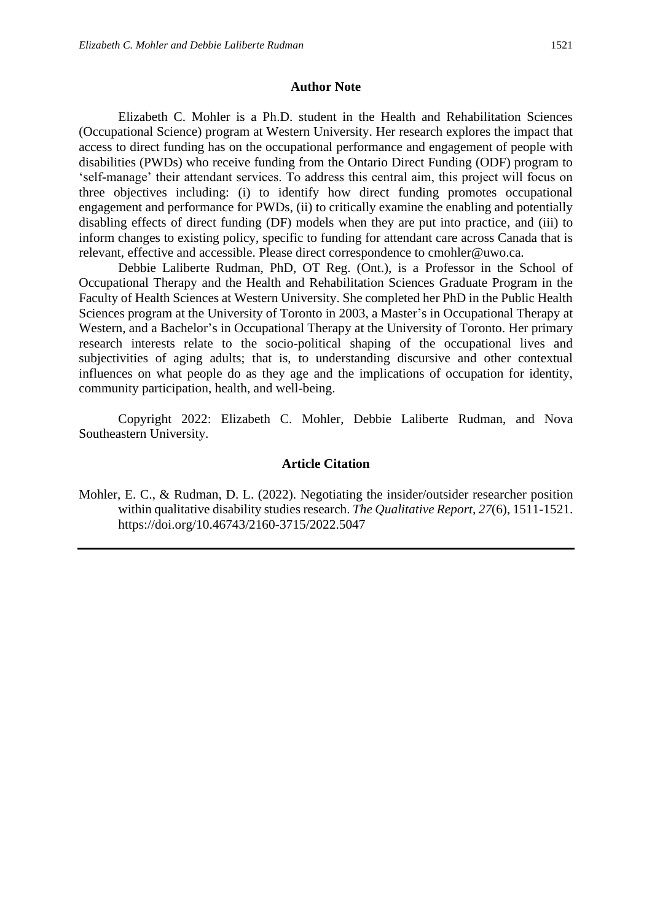## Author Note

Elizabeth C. Mohler is a Ph.D. student in the Health and Rehabilitation Sciences (Occupational Science) program at Western University. Her research explores the impact that access to direct funding has on the occupational performance and engagement of people with disabilities (PWDs) who receive funding from the Ontario Direct Funding (ODF) program to 'self-manage' their attendant services. To address this central aim, this project will focus on three objectives including: (i) to identify how direct funding promotes occupational engagement and performance for PWDs, (ii) to critically examine the enabling and potentially disabling effects of direct funding (DF) models when they are put into practice, and (iii) to inform changes to existing policy, specific to funding for attendant care across Canada that is relevant, effective and accessible. Please direct correspondence to cmohler@uwo.ca.

Debbie Laliberte Rudman, PhD, OT Reg. (Ont.), is a Professor in the School of Occupational Therapy and the Health and Rehabilitation Sciences Graduate Program in the Faculty of Health Sciences at Western University. She completed her PhD in the Public Health Sciences program at the University of Toronto in 2003, a Master's in Occupational Therapy at Western, and a Bachelor's in Occupational Therapy at the University of Toronto. Her primary research interests relate to the socio-political shaping of the occupational lives and subjectivities of aging adults; that is, to understanding discursive and other contextual influences on what people do as they age and the implications of occupation for identity, community participation, health, and well-being.

Copyright 2022: Elizabeth C. Mohler, Debbie Laliberte Rudman, and Nova Southeastern University.

## Article Citation

Mohler, E. C., & Rudman, D. L. (2022). Negotiating the insider/outsider researcher position within qualitative disability studies research. *The Qualitative Report, 27*(6), 1511-1521. https://doi.org/10.46743/2160-3715/2022.5047